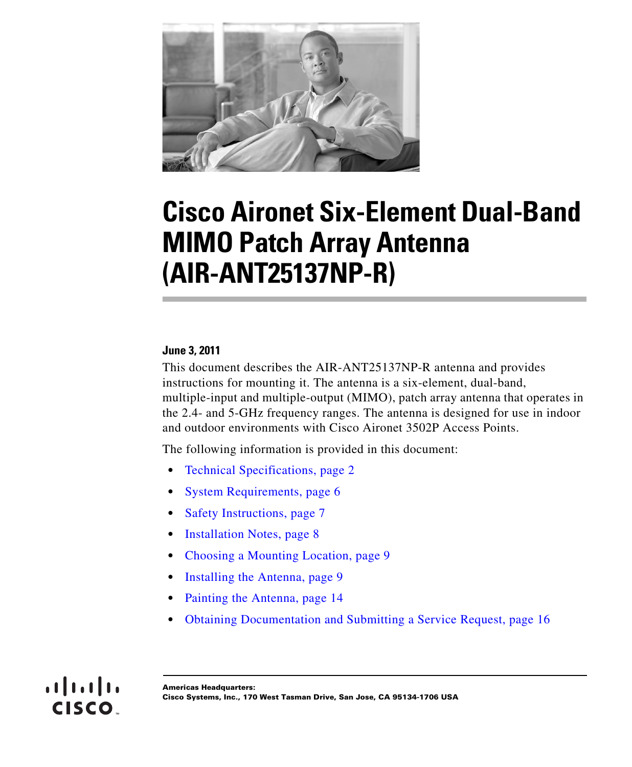# Cisco Aironet Six-Element Dual-Band MIMO Patch Array Antenna (AIR-ANT25137NP-R)

**June 3, 2011**

This document describes the AIR-ANT25137NP-R antenna and provides instructions for mounting it. The antenna is a six-element, dual-band, multiple-input and multiple-output (MIMO), patch array antenna that operates in the 2.4- and 5-GHz frequency ranges. The antenna is designed for use in indoor and outdoor environments with Cisco Aironet 3502P Access Points.

The following information is provided in this document:

- Technical Specifications, page 2
- System Requirements, page 6
- Safety Instructions, page 7
- Installation Notes, page 8
- Choosing a Mounting Location, page 9
- Installing the Antenna, page 9
- Painting the Antenna, page 14
- Obtaining Documentation and Submitting a Service Request, page 16

**Americas Headquarters:**
**Cisco Systems, Inc., 170 West Tasman Drive, San Jose, CA 95134-1706 USA**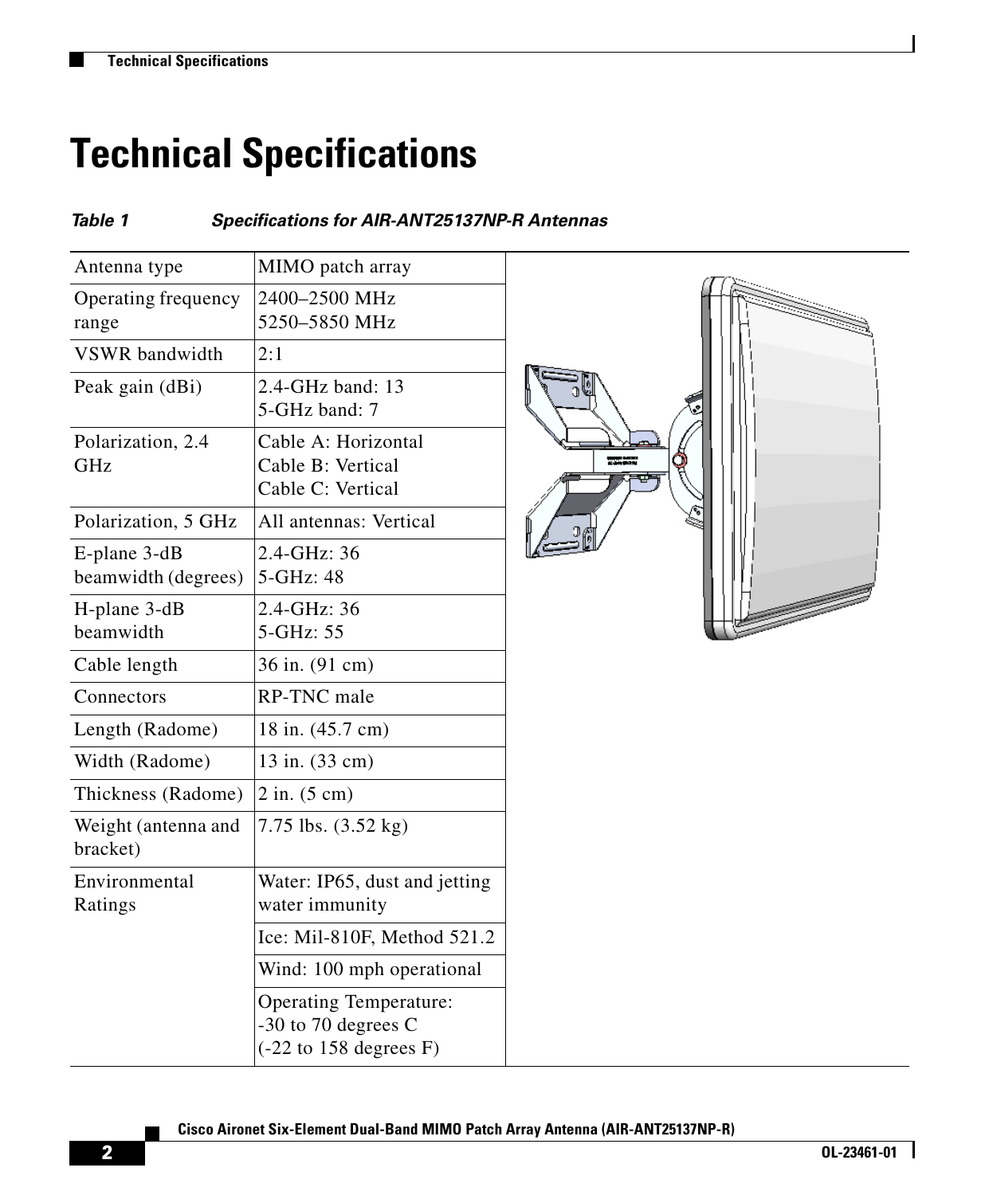# Technical Specifications

*Table 1 Specifications for AIR-ANT25137NP-R Antennas*

| | |
|---|---|
| Antenna type | MIMO patch array |
| Operating frequency range | 2400–2500 MHz<br>5250–5850 MHz |
| VSWR bandwidth | 2:1 |
| Peak gain (dBi) | 2.4-GHz band: 13<br>5-GHz band: 7 |
| Polarization, 2.4 GHz | Cable A: Horizontal<br>Cable B: Vertical<br>Cable C: Vertical |
| Polarization, 5 GHz | All antennas: Vertical |
| E-plane 3-dB beamwidth (degrees) | 2.4-GHz: 36<br>5-GHz: 48 |
| H-plane 3-dB beamwidth | 2.4-GHz: 36<br>5-GHz: 55 |
| Cable length | 36 in. (91 cm) |
| Connectors | RP-TNC male |
| Length (Radome) | 18 in. (45.7 cm) |
| Width (Radome) | 13 in. (33 cm) |
| Thickness (Radome) | 2 in. (5 cm) |
| Weight (antenna and bracket) | 7.75 lbs. (3.52 kg) |
| Environmental Ratings | Water: IP65, dust and jetting water immunity |
| | Ice: Mil-810F, Method 521.2 |
| | Wind: 100 mph operational |
| | Operating Temperature:<br>-30 to 70 degrees C<br>(-22 to 158 degrees F) |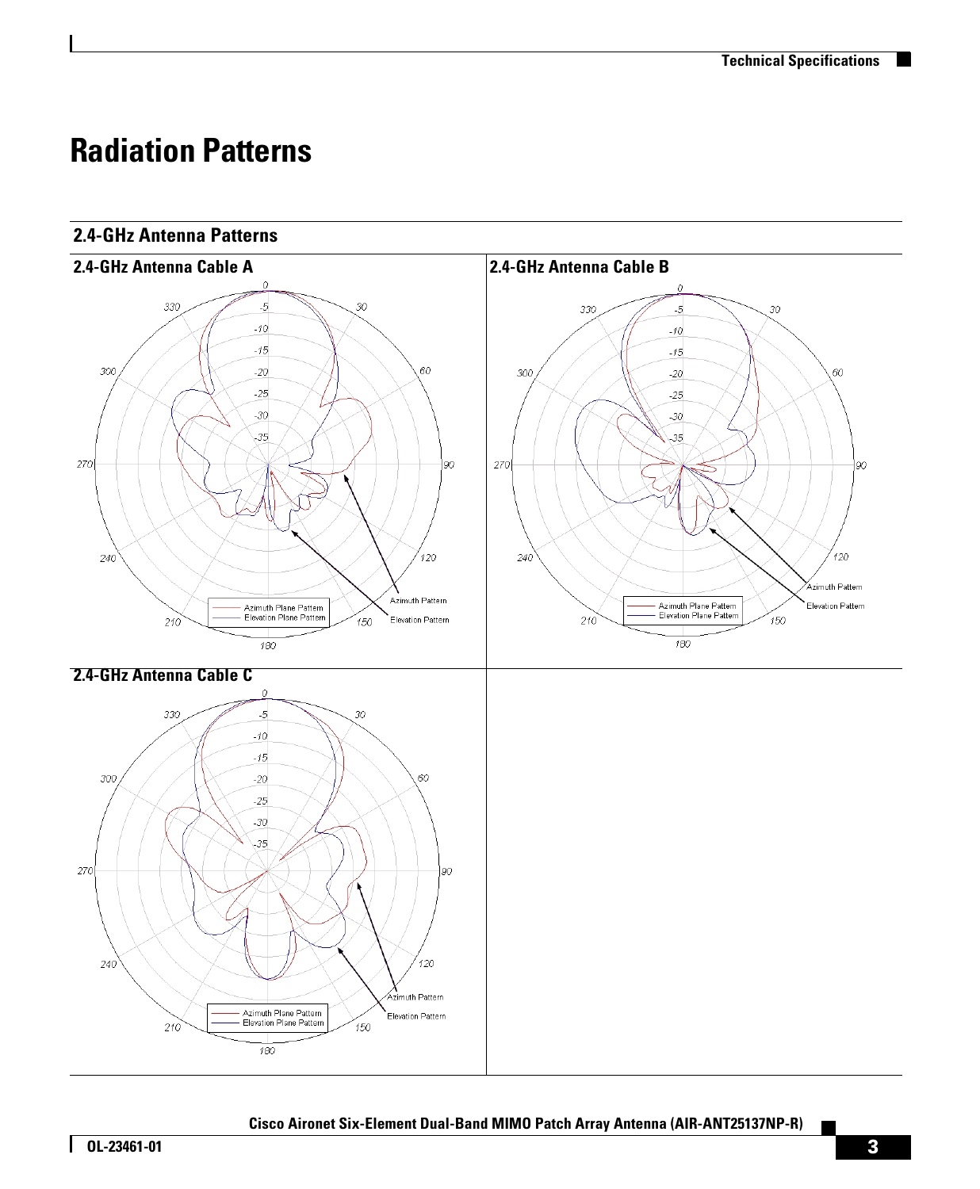# Radiation Patterns

## 2.4-GHz Antenna Patterns

### 2.4-GHz Antenna Cable A

### 2.4-GHz Antenna Cable B

### 2.4-GHz Antenna Cable C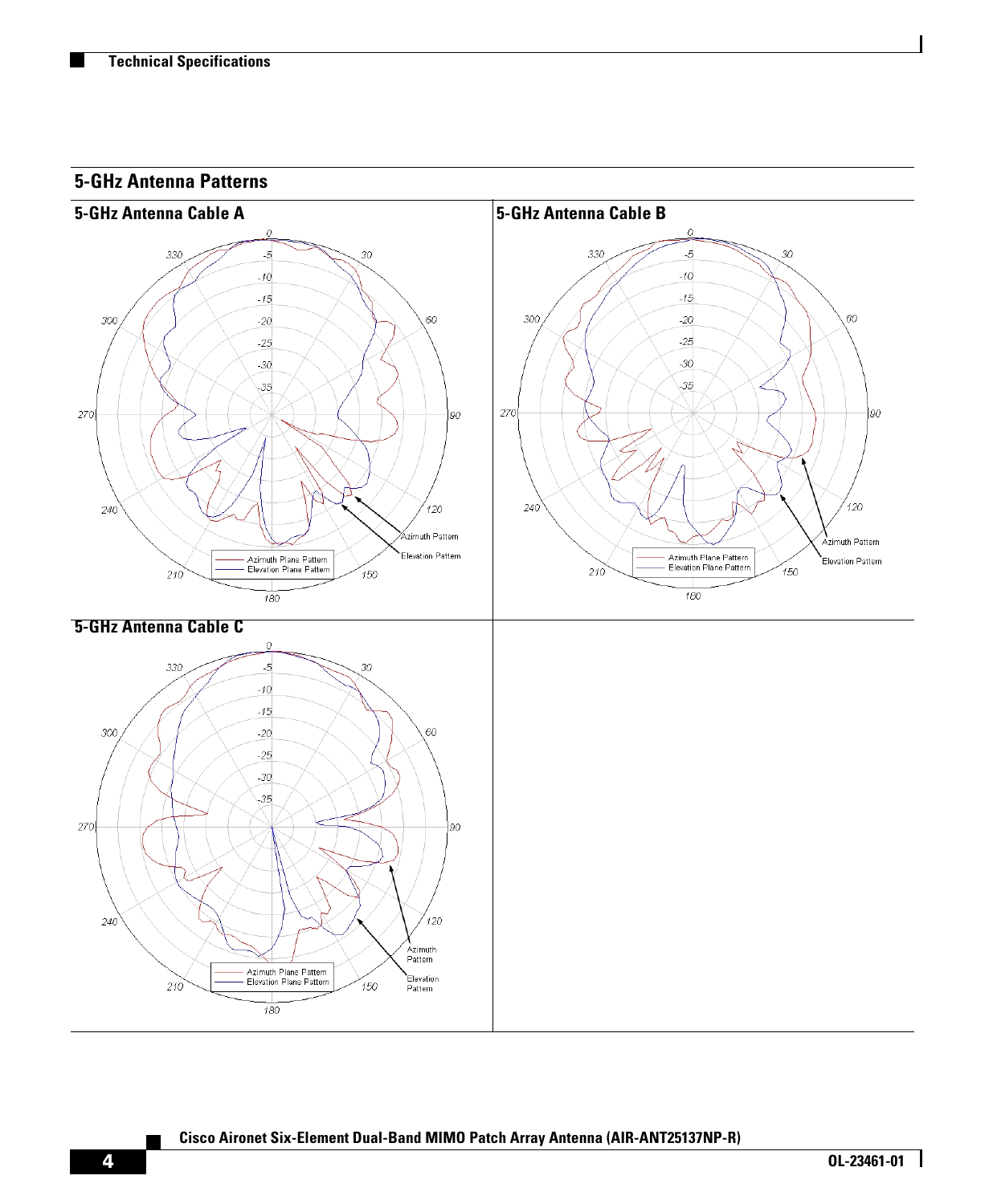## 5-GHz Antenna Patterns

### 5-GHz Antenna Cable A

### 5-GHz Antenna Cable B

### 5-GHz Antenna Cable C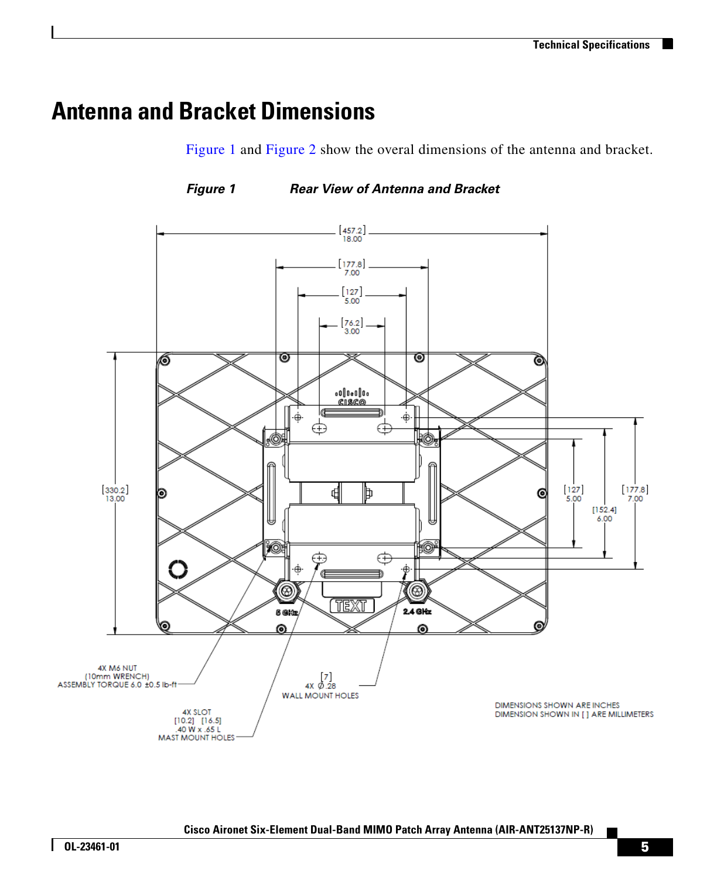# Antenna and Bracket Dimensions

Figure 1 and Figure 2 show the overal dimensions of the antenna and bracket.

***Figure 1 Rear View of Antenna and Bracket***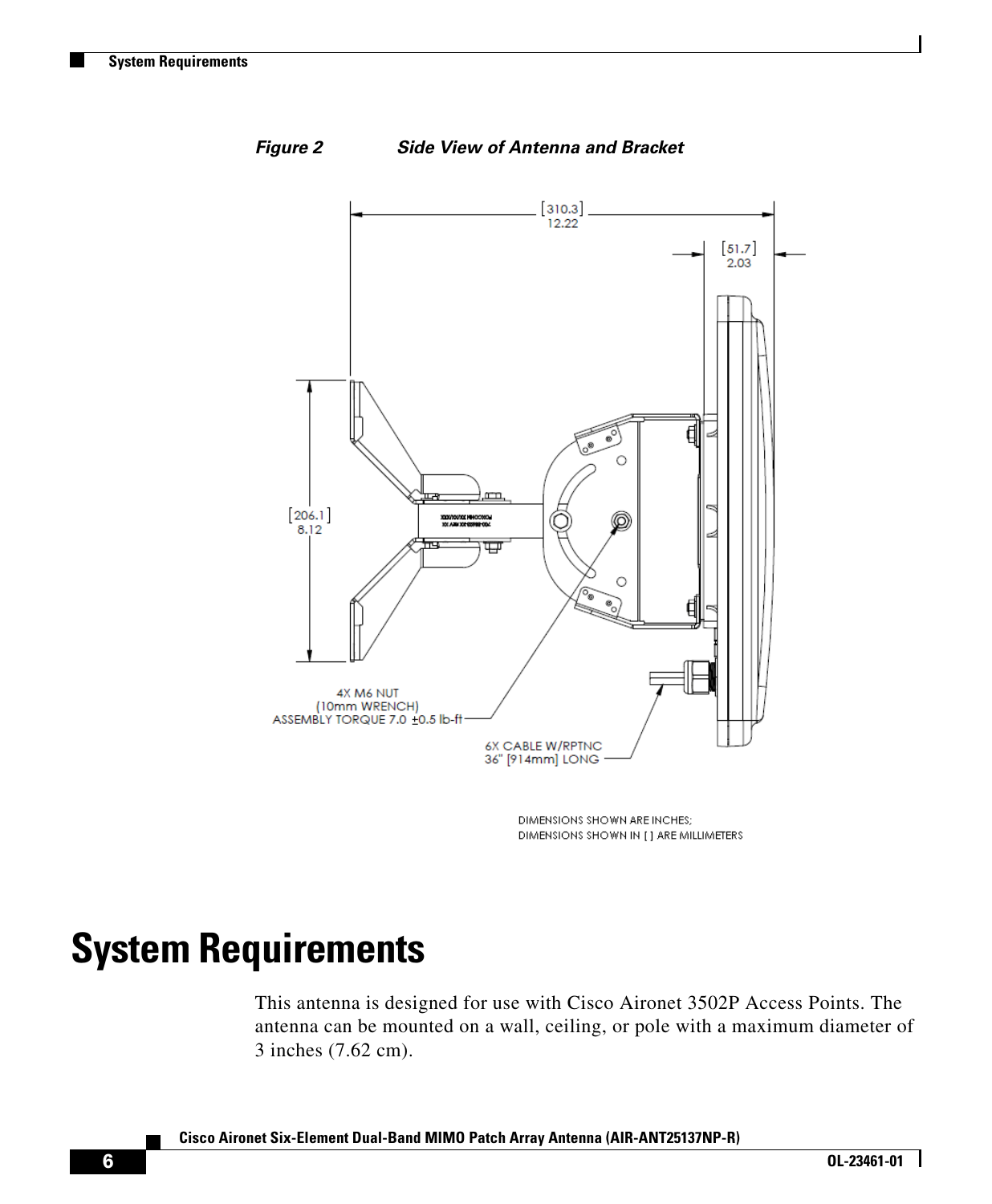*Figure 2 Side View of Antenna and Bracket*

# System Requirements

This antenna is designed for use with Cisco Aironet 3502P Access Points. The antenna can be mounted on a wall, ceiling, or pole with a maximum diameter of 3 inches (7.62 cm).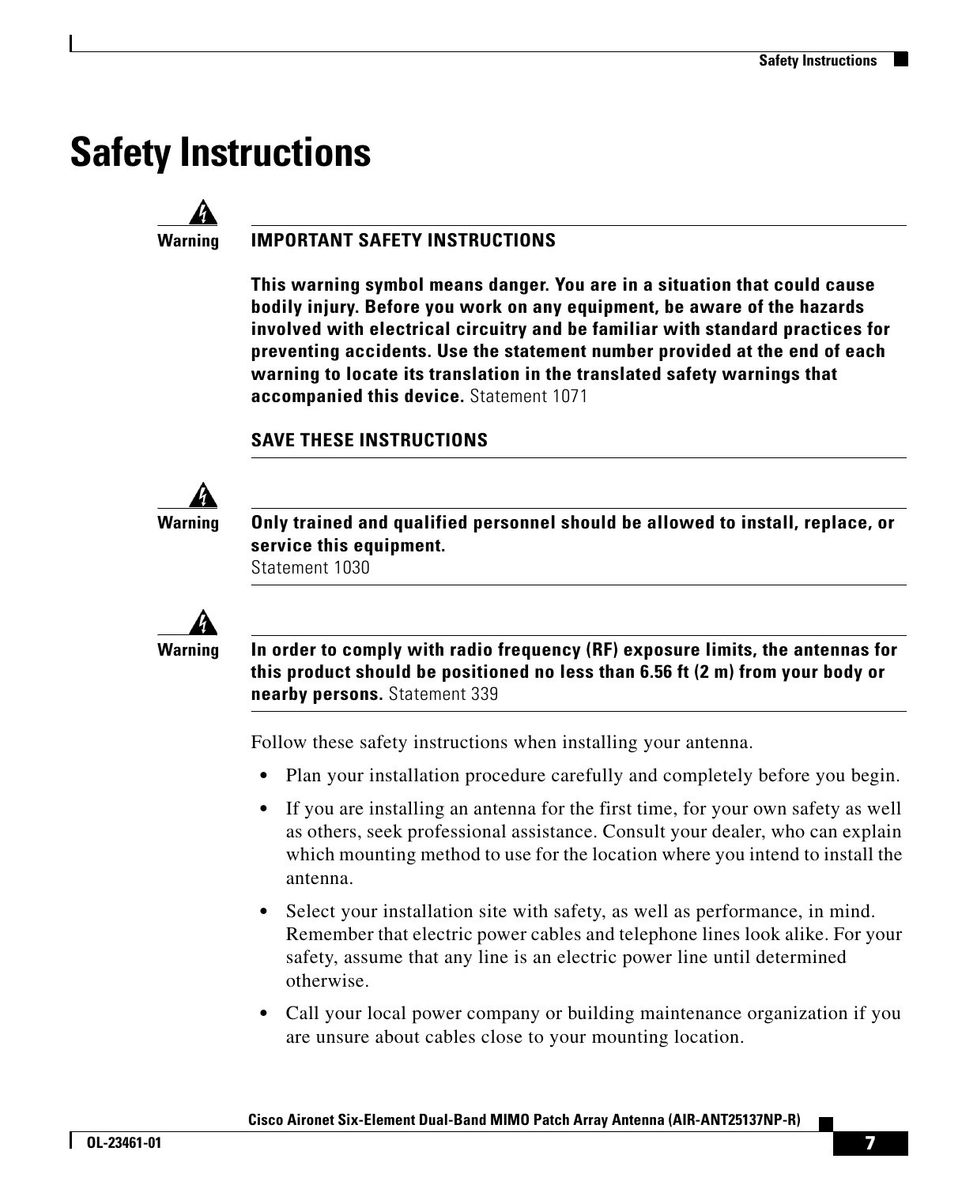# Safety Instructions

**Warning** **IMPORTANT SAFETY INSTRUCTIONS**

**This warning symbol means danger. You are in a situation that could cause bodily injury. Before you work on any equipment, be aware of the hazards involved with electrical circuitry and be familiar with standard practices for preventing accidents. Use the statement number provided at the end of each warning to locate its translation in the translated safety warnings that accompanied this device.** Statement 1071

**SAVE THESE INSTRUCTIONS**

---

**Warning** **Only trained and qualified personnel should be allowed to install, replace, or service this equipment.**
Statement 1030

---

**Warning** **In order to comply with radio frequency (RF) exposure limits, the antennas for this product should be positioned no less than 6.56 ft (2 m) from your body or nearby persons.** Statement 339

---

Follow these safety instructions when installing your antenna.

- Plan your installation procedure carefully and completely before you begin.
- If you are installing an antenna for the first time, for your own safety as well as others, seek professional assistance. Consult your dealer, who can explain which mounting method to use for the location where you intend to install the antenna.
- Select your installation site with safety, as well as performance, in mind. Remember that electric power cables and telephone lines look alike. For your safety, assume that any line is an electric power line until determined otherwise.
- Call your local power company or building maintenance organization if you are unsure about cables close to your mounting location.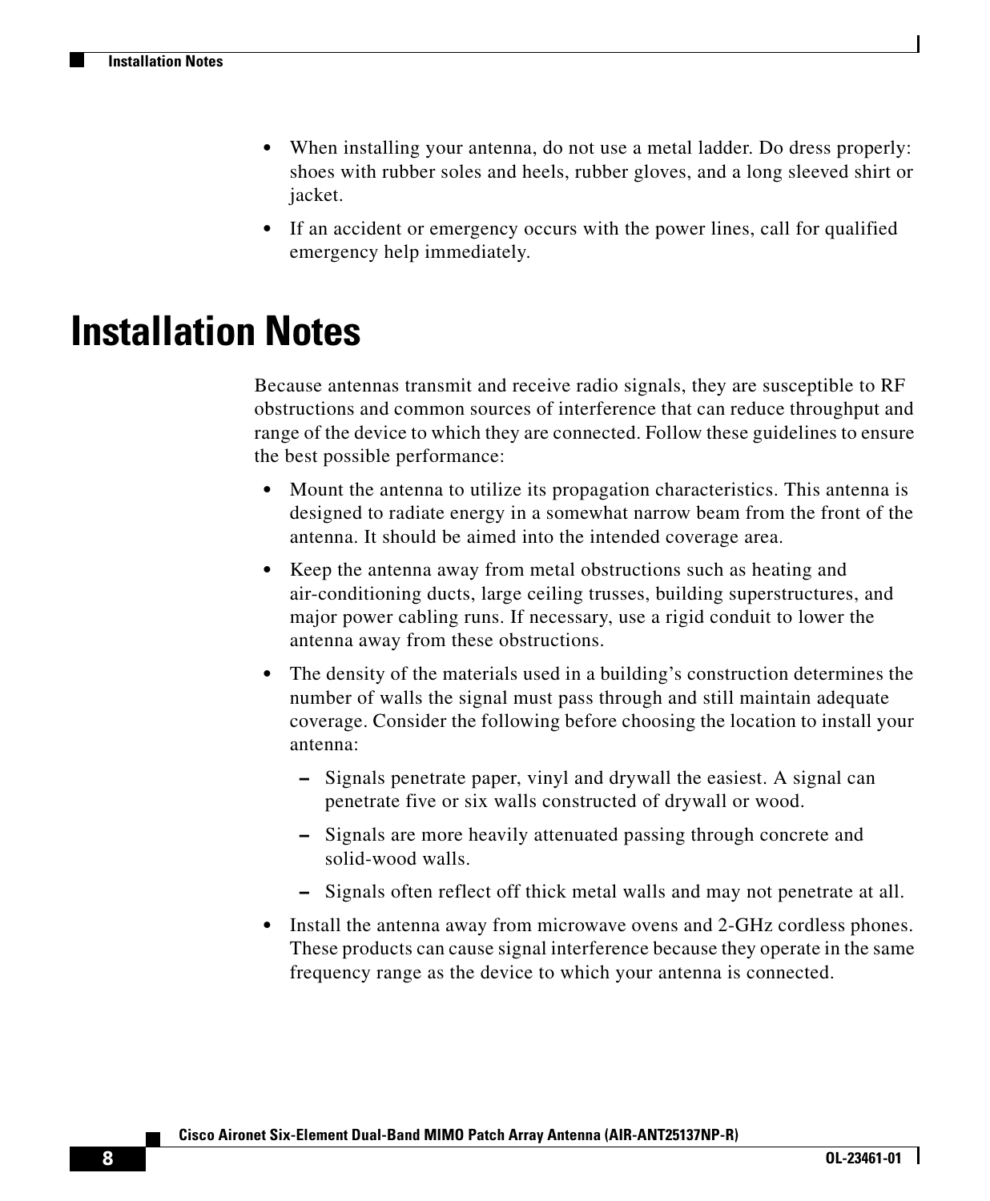- When installing your antenna, do not use a metal ladder. Do dress properly: shoes with rubber soles and heels, rubber gloves, and a long sleeved shirt or jacket.
- If an accident or emergency occurs with the power lines, call for qualified emergency help immediately.

# Installation Notes

Because antennas transmit and receive radio signals, they are susceptible to RF obstructions and common sources of interference that can reduce throughput and range of the device to which they are connected. Follow these guidelines to ensure the best possible performance:

- Mount the antenna to utilize its propagation characteristics. This antenna is designed to radiate energy in a somewhat narrow beam from the front of the antenna. It should be aimed into the intended coverage area.
- Keep the antenna away from metal obstructions such as heating and air-conditioning ducts, large ceiling trusses, building superstructures, and major power cabling runs. If necessary, use a rigid conduit to lower the antenna away from these obstructions.
- The density of the materials used in a building's construction determines the number of walls the signal must pass through and still maintain adequate coverage. Consider the following before choosing the location to install your antenna:
  - Signals penetrate paper, vinyl and drywall the easiest. A signal can penetrate five or six walls constructed of drywall or wood.
  - Signals are more heavily attenuated passing through concrete and solid-wood walls.
  - Signals often reflect off thick metal walls and may not penetrate at all.
- Install the antenna away from microwave ovens and 2-GHz cordless phones. These products can cause signal interference because they operate in the same frequency range as the device to which your antenna is connected.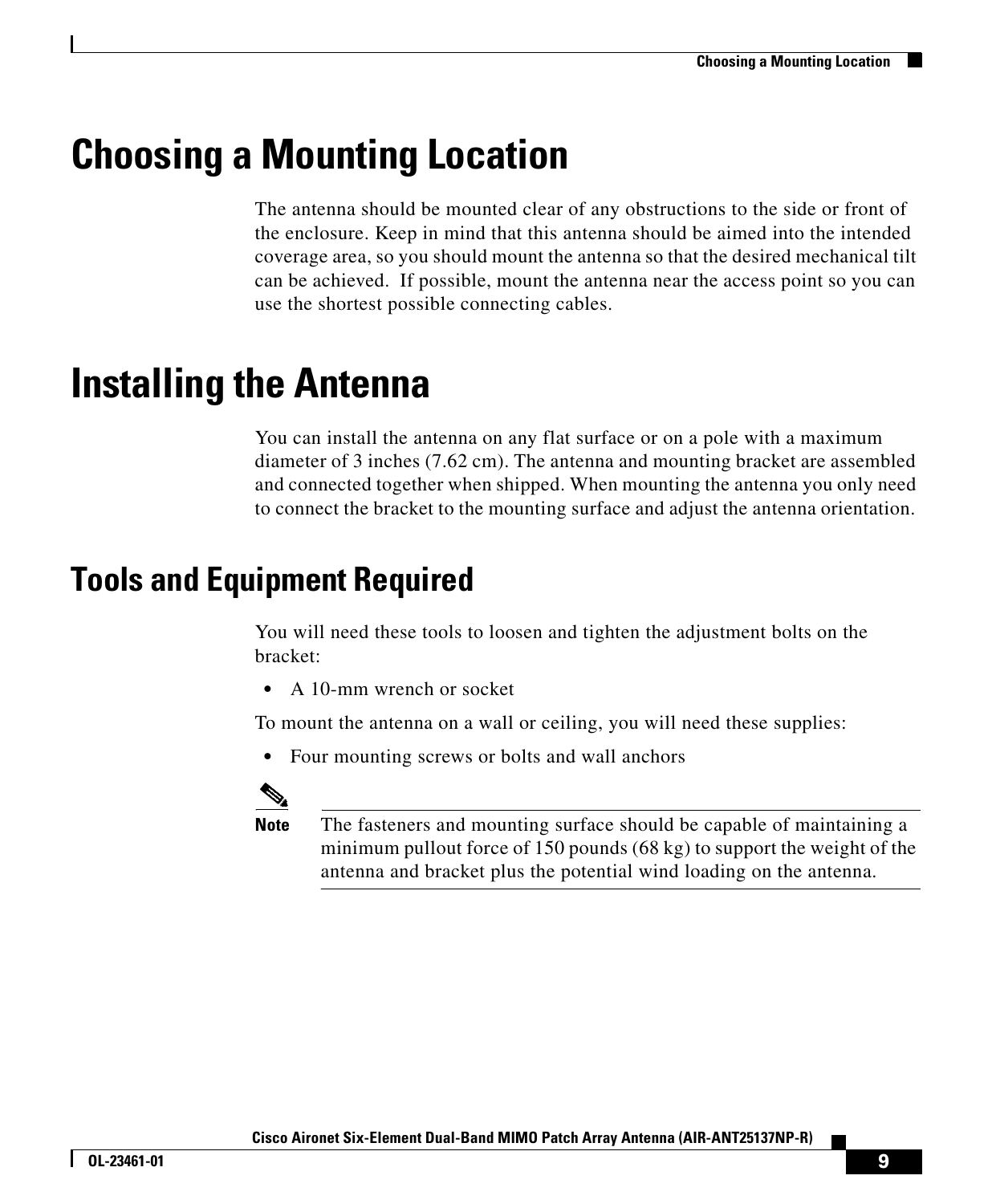# Choosing a Mounting Location

The antenna should be mounted clear of any obstructions to the side or front of the enclosure. Keep in mind that this antenna should be aimed into the intended coverage area, so you should mount the antenna so that the desired mechanical tilt can be achieved. If possible, mount the antenna near the access point so you can use the shortest possible connecting cables.

# Installing the Antenna

You can install the antenna on any flat surface or on a pole with a maximum diameter of 3 inches (7.62 cm). The antenna and mounting bracket are assembled and connected together when shipped. When mounting the antenna you only need to connect the bracket to the mounting surface and adjust the antenna orientation.

## Tools and Equipment Required

You will need these tools to loosen and tighten the adjustment bolts on the bracket:

- A 10-mm wrench or socket

To mount the antenna on a wall or ceiling, you will need these supplies:

- Four mounting screws or bolts and wall anchors

**Note** The fasteners and mounting surface should be capable of maintaining a minimum pullout force of 150 pounds (68 kg) to support the weight of the antenna and bracket plus the potential wind loading on the antenna.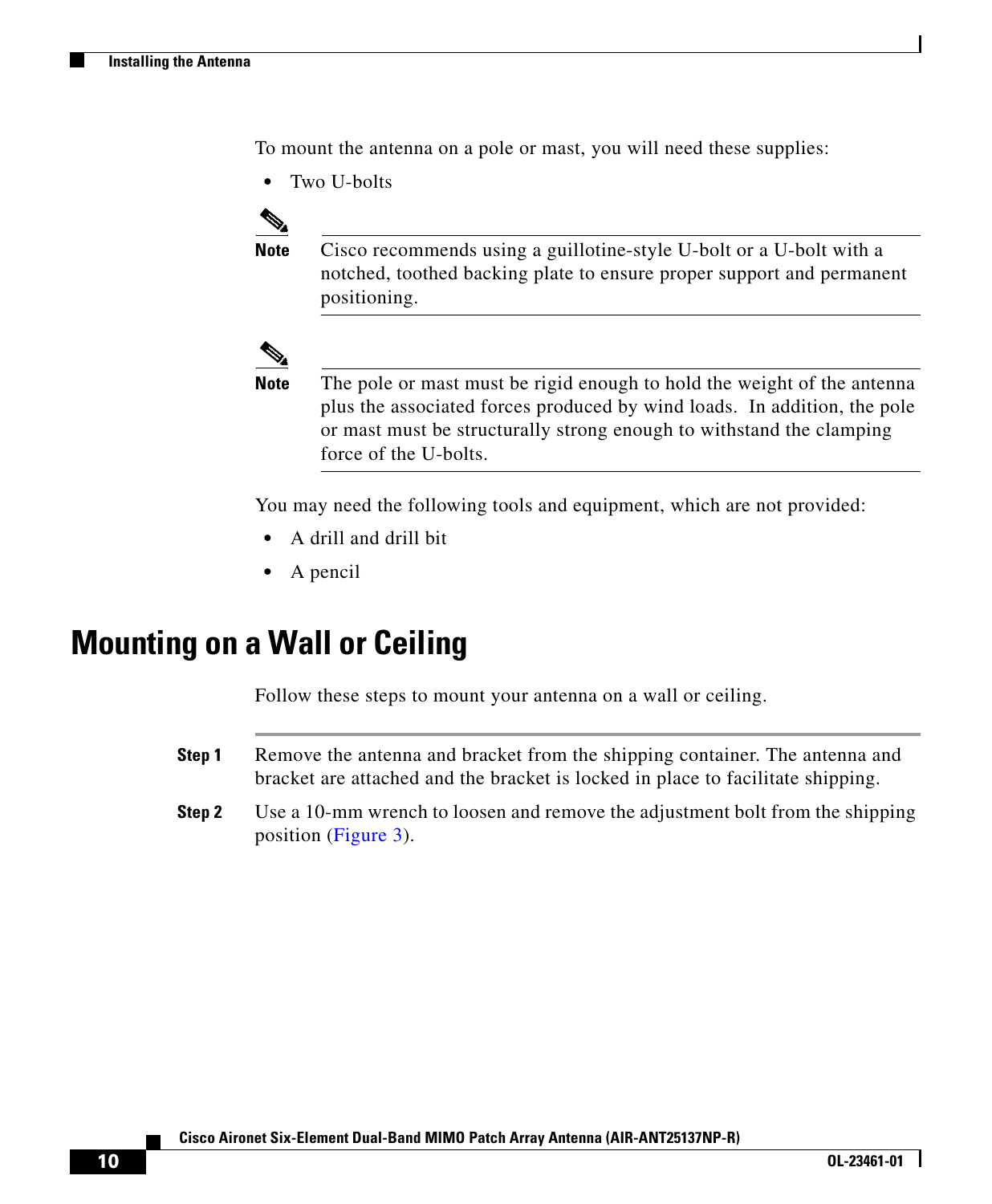To mount the antenna on a pole or mast, you will need these supplies:

- Two U-bolts

**Note** Cisco recommends using a guillotine-style U-bolt or a U-bolt with a notched, toothed backing plate to ensure proper support and permanent positioning.

**Note** The pole or mast must be rigid enough to hold the weight of the antenna plus the associated forces produced by wind loads. In addition, the pole or mast must be structurally strong enough to withstand the clamping force of the U-bolts.

You may need the following tools and equipment, which are not provided:

- A drill and drill bit
- A pencil

## Mounting on a Wall or Ceiling

Follow these steps to mount your antenna on a wall or ceiling.

**Step 1** Remove the antenna and bracket from the shipping container. The antenna and bracket are attached and the bracket is locked in place to facilitate shipping.

**Step 2** Use a 10-mm wrench to loosen and remove the adjustment bolt from the shipping position (Figure 3).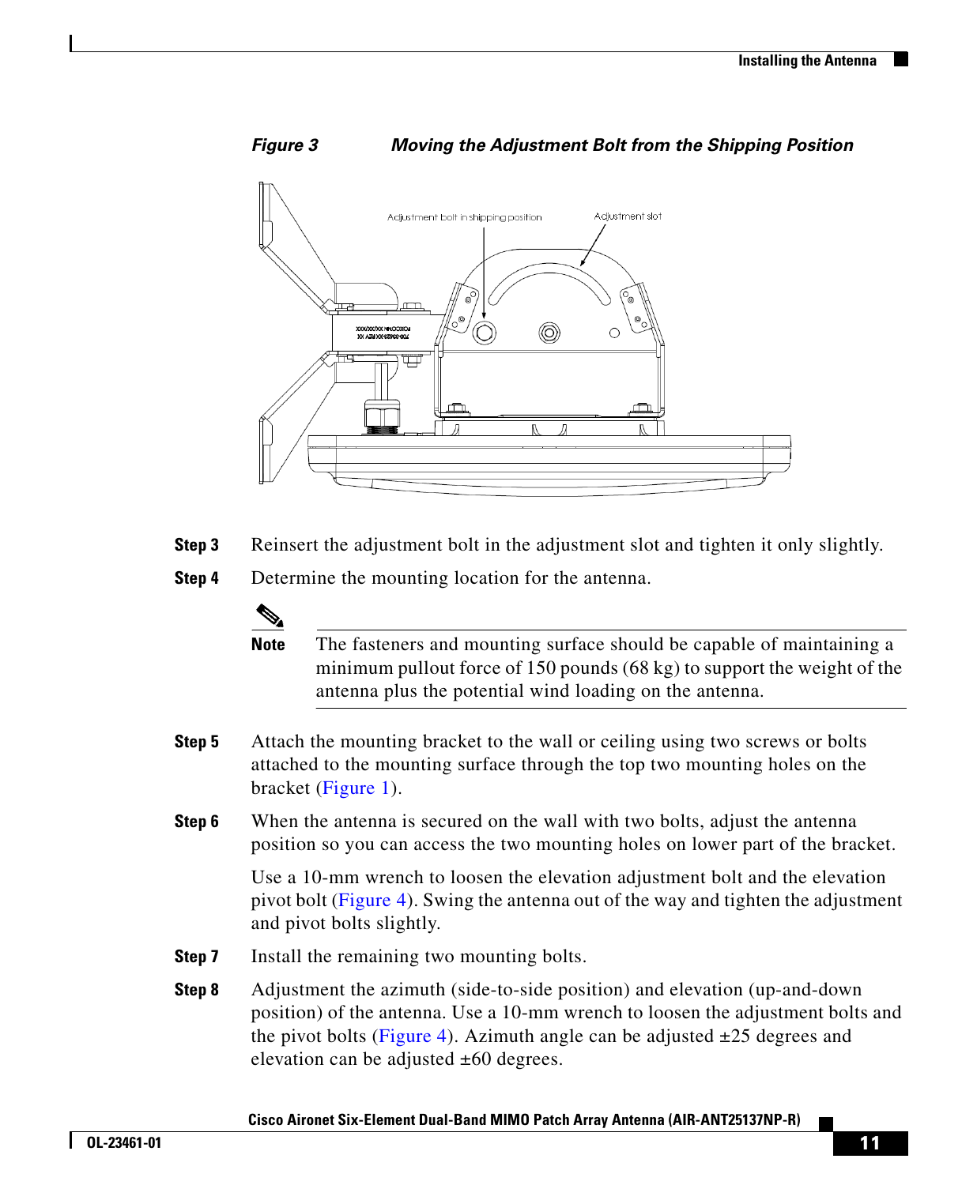*Figure 3 Moving the Adjustment Bolt from the Shipping Position*

**Step 3** Reinsert the adjustment bolt in the adjustment slot and tighten it only slightly.

**Step 4** Determine the mounting location for the antenna.

> **Note** The fasteners and mounting surface should be capable of maintaining a minimum pullout force of 150 pounds (68 kg) to support the weight of the antenna plus the potential wind loading on the antenna.

**Step 5** Attach the mounting bracket to the wall or ceiling using two screws or bolts attached to the mounting surface through the top two mounting holes on the bracket (Figure 1).

**Step 6** When the antenna is secured on the wall with two bolts, adjust the antenna position so you can access the two mounting holes on lower part of the bracket.

Use a 10-mm wrench to loosen the elevation adjustment bolt and the elevation pivot bolt (Figure 4). Swing the antenna out of the way and tighten the adjustment and pivot bolts slightly.

**Step 7** Install the remaining two mounting bolts.

**Step 8** Adjustment the azimuth (side-to-side position) and elevation (up-and-down position) of the antenna. Use a 10-mm wrench to loosen the adjustment bolts and the pivot bolts (Figure 4). Azimuth angle can be adjusted ±25 degrees and elevation can be adjusted ±60 degrees.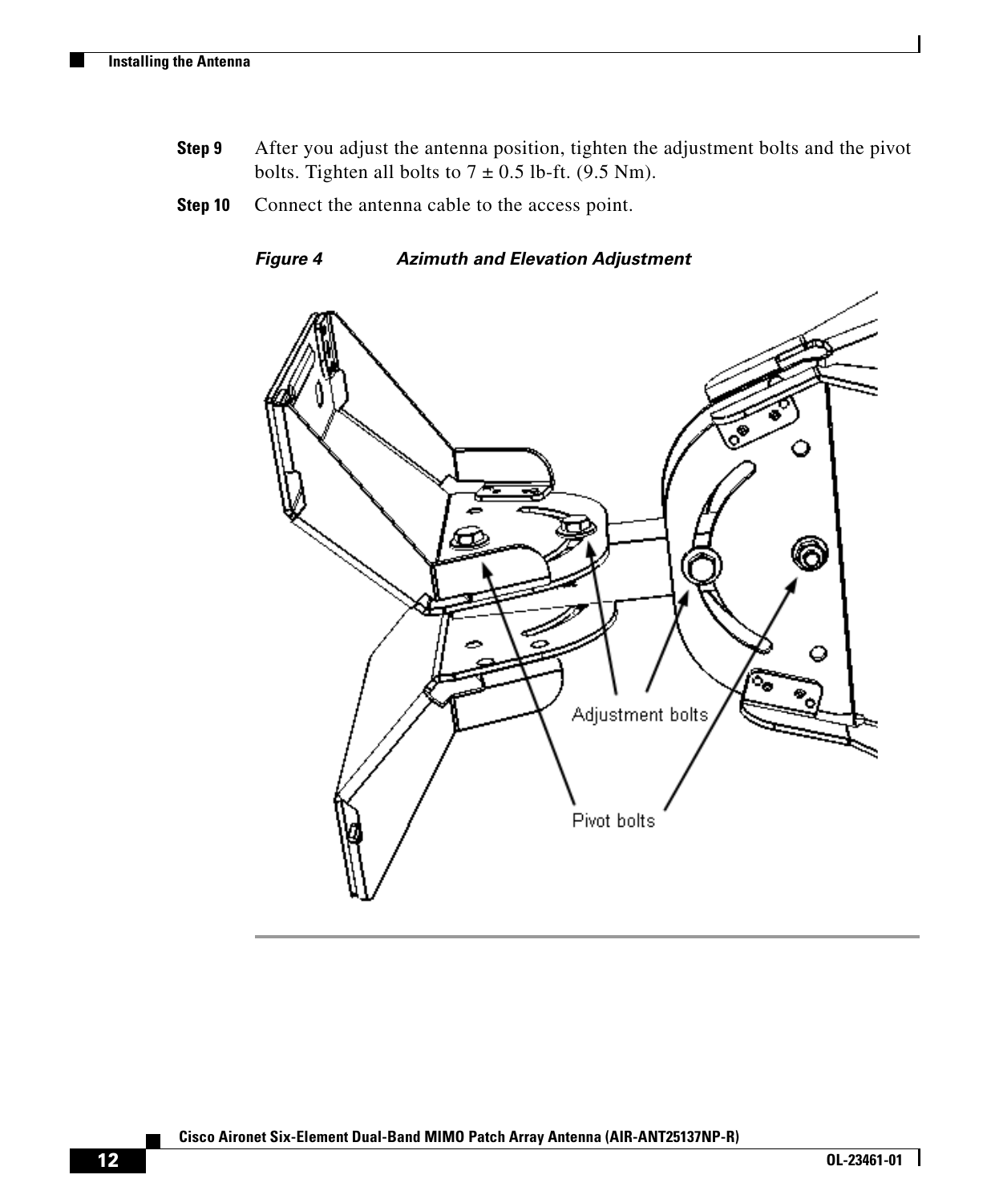**Step 9** After you adjust the antenna position, tighten the adjustment bolts and the pivot bolts. Tighten all bolts to 7 ± 0.5 lb-ft. (9.5 Nm).

**Step 10** Connect the antenna cable to the access point.

***Figure 4 Azimuth and Elevation Adjustment***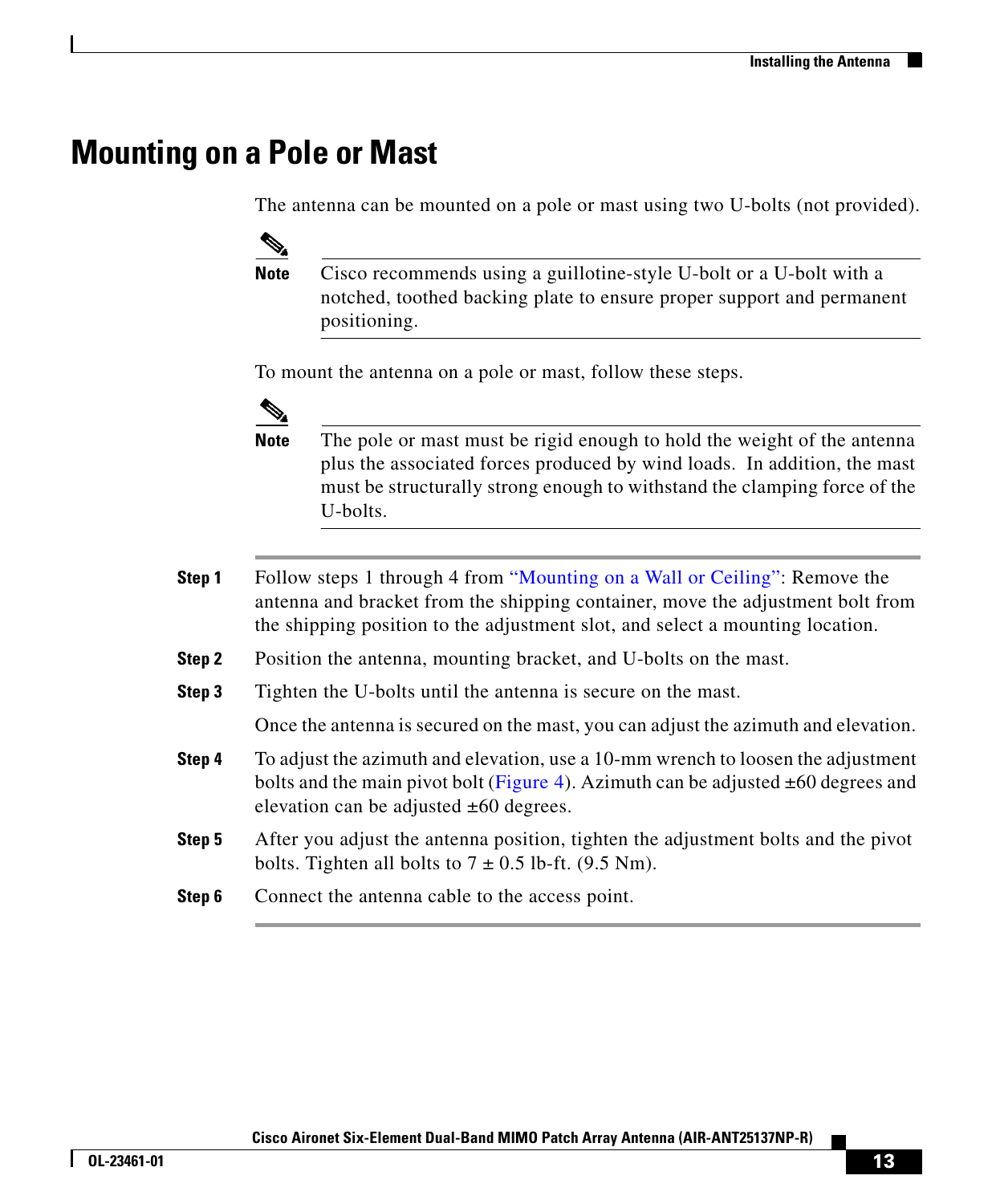## Mounting on a Pole or Mast

The antenna can be mounted on a pole or mast using two U-bolts (not provided).

**Note** Cisco recommends using a guillotine-style U-bolt or a U-bolt with a notched, toothed backing plate to ensure proper support and permanent positioning.

To mount the antenna on a pole or mast, follow these steps.

**Note** The pole or mast must be rigid enough to hold the weight of the antenna plus the associated forces produced by wind loads. In addition, the mast must be structurally strong enough to withstand the clamping force of the U-bolts.

**Step 1** Follow steps 1 through 4 from "Mounting on a Wall or Ceiling": Remove the antenna and bracket from the shipping container, move the adjustment bolt from the shipping position to the adjustment slot, and select a mounting location.

**Step 2** Position the antenna, mounting bracket, and U-bolts on the mast.

**Step 3** Tighten the U-bolts until the antenna is secure on the mast.

Once the antenna is secured on the mast, you can adjust the azimuth and elevation.

**Step 4** To adjust the azimuth and elevation, use a 10-mm wrench to loosen the adjustment bolts and the main pivot bolt (Figure 4). Azimuth can be adjusted ±60 degrees and elevation can be adjusted ±60 degrees.

**Step 5** After you adjust the antenna position, tighten the adjustment bolts and the pivot bolts. Tighten all bolts to 7 ± 0.5 lb-ft. (9.5 Nm).

**Step 6** Connect the antenna cable to the access point.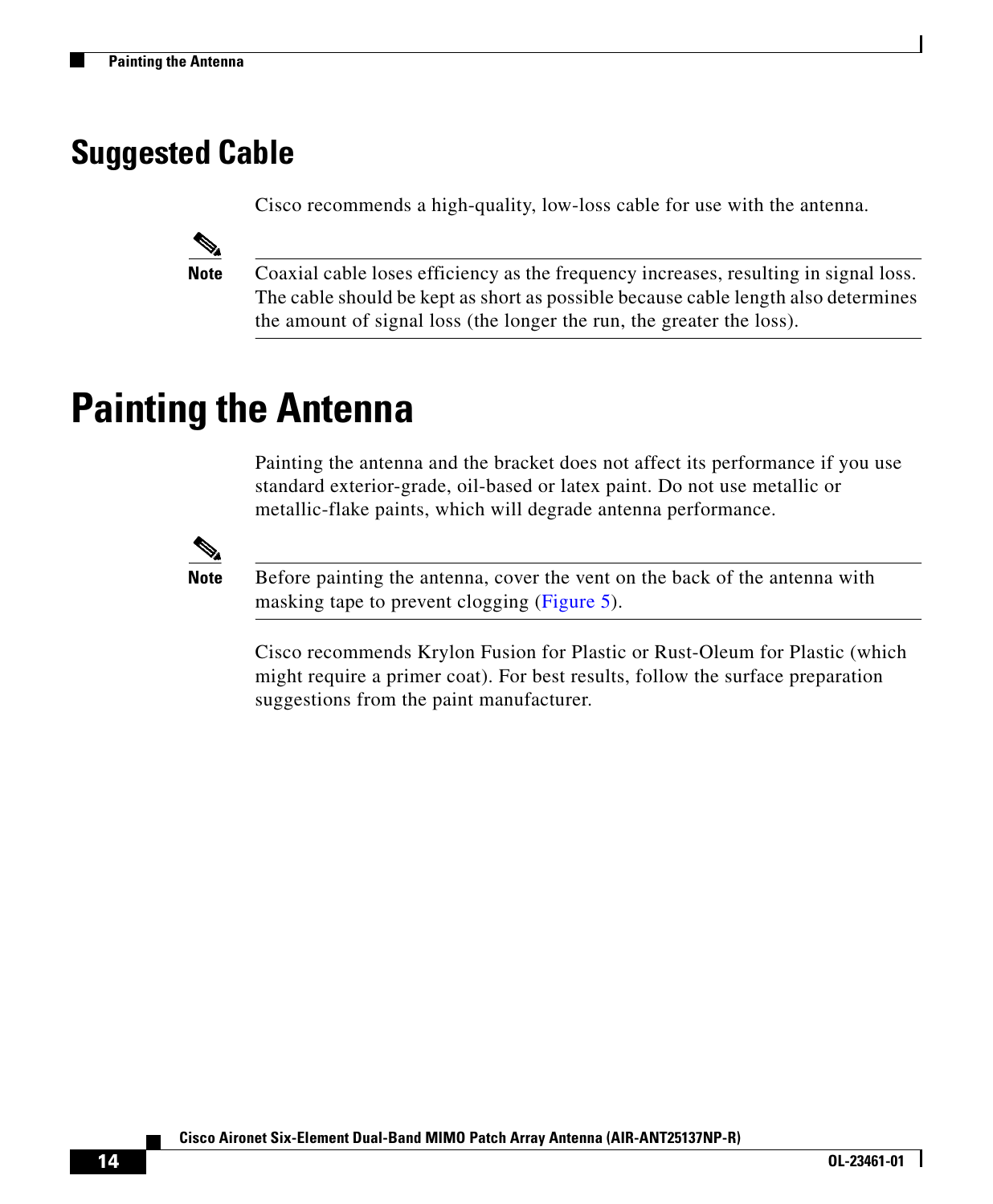## Suggested Cable

Cisco recommends a high-quality, low-loss cable for use with the antenna.

> **Note** Coaxial cable loses efficiency as the frequency increases, resulting in signal loss. The cable should be kept as short as possible because cable length also determines the amount of signal loss (the longer the run, the greater the loss).

# Painting the Antenna

Painting the antenna and the bracket does not affect its performance if you use standard exterior-grade, oil-based or latex paint. Do not use metallic or metallic-flake paints, which will degrade antenna performance.

> **Note** Before painting the antenna, cover the vent on the back of the antenna with masking tape to prevent clogging (Figure 5).

Cisco recommends Krylon Fusion for Plastic or Rust-Oleum for Plastic (which might require a primer coat). For best results, follow the surface preparation suggestions from the paint manufacturer.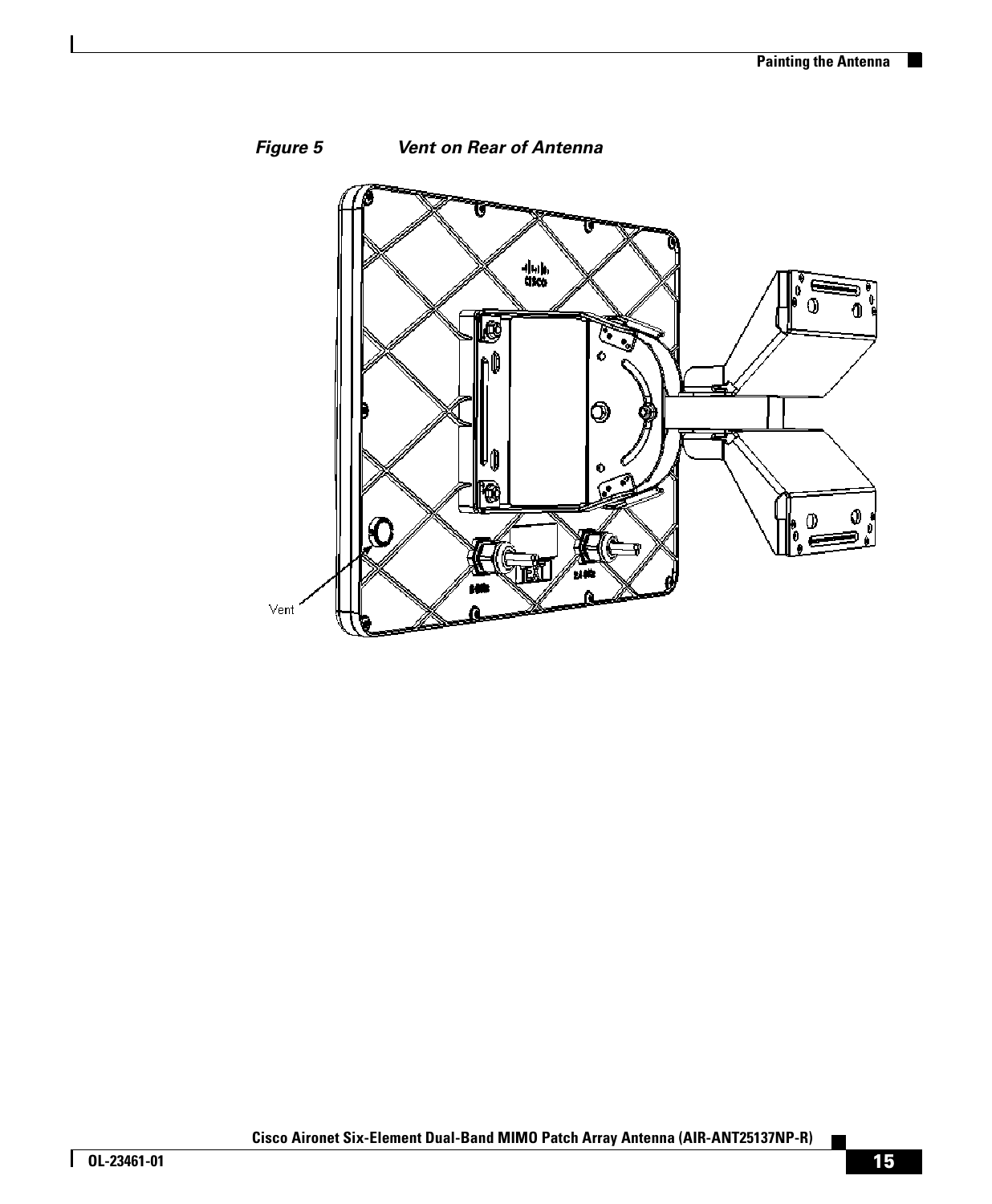*Figure 5 Vent on Rear of Antenna*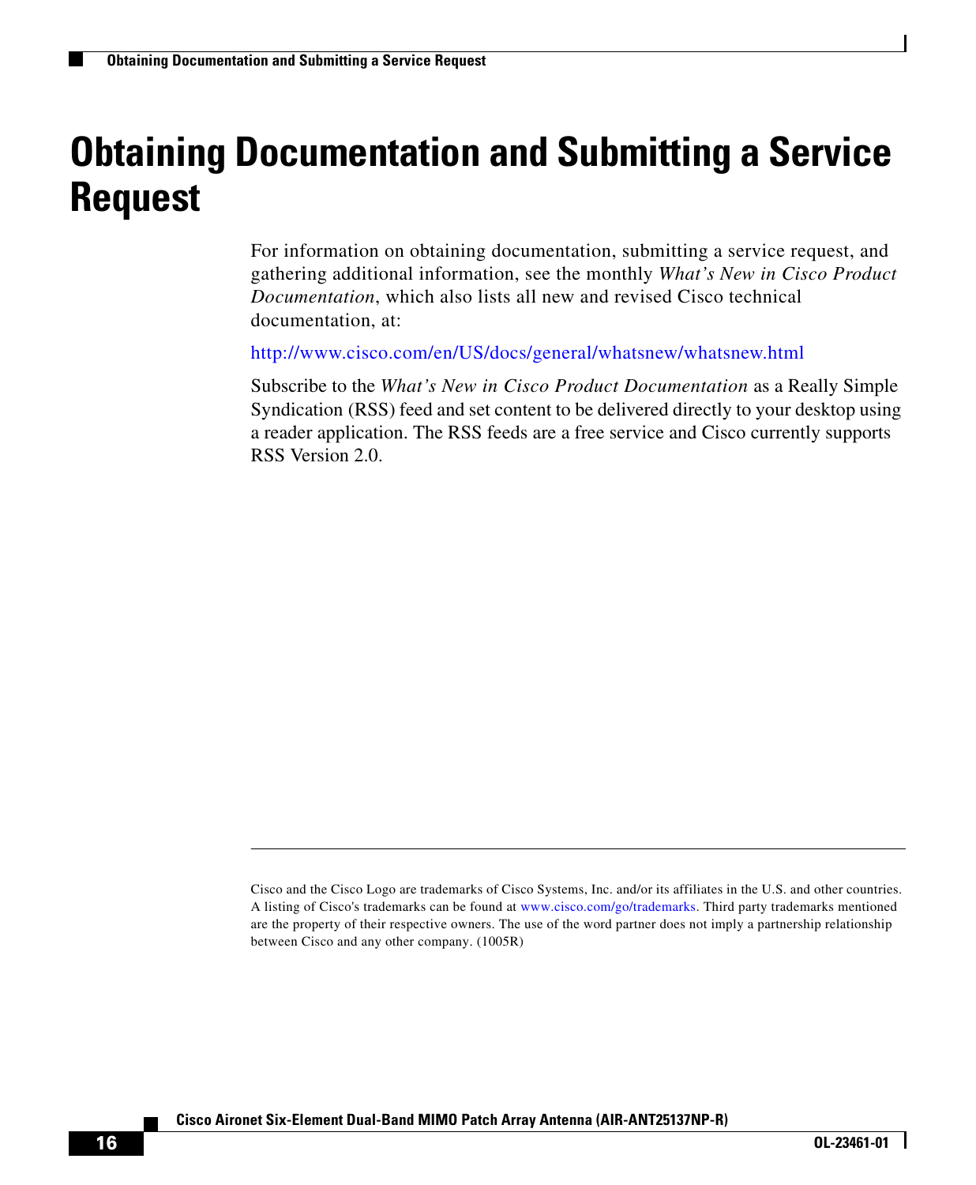# Obtaining Documentation and Submitting a Service Request

For information on obtaining documentation, submitting a service request, and gathering additional information, see the monthly *What's New in Cisco Product Documentation*, which also lists all new and revised Cisco technical documentation, at:

http://www.cisco.com/en/US/docs/general/whatsnew/whatsnew.html

Subscribe to the *What's New in Cisco Product Documentation* as a Really Simple Syndication (RSS) feed and set content to be delivered directly to your desktop using a reader application. The RSS feeds are a free service and Cisco currently supports RSS Version 2.0.

---

Cisco and the Cisco Logo are trademarks of Cisco Systems, Inc. and/or its affiliates in the U.S. and other countries. A listing of Cisco's trademarks can be found at www.cisco.com/go/trademarks. Third party trademarks mentioned are the property of their respective owners. The use of the word partner does not imply a partnership relationship between Cisco and any other company. (1005R)